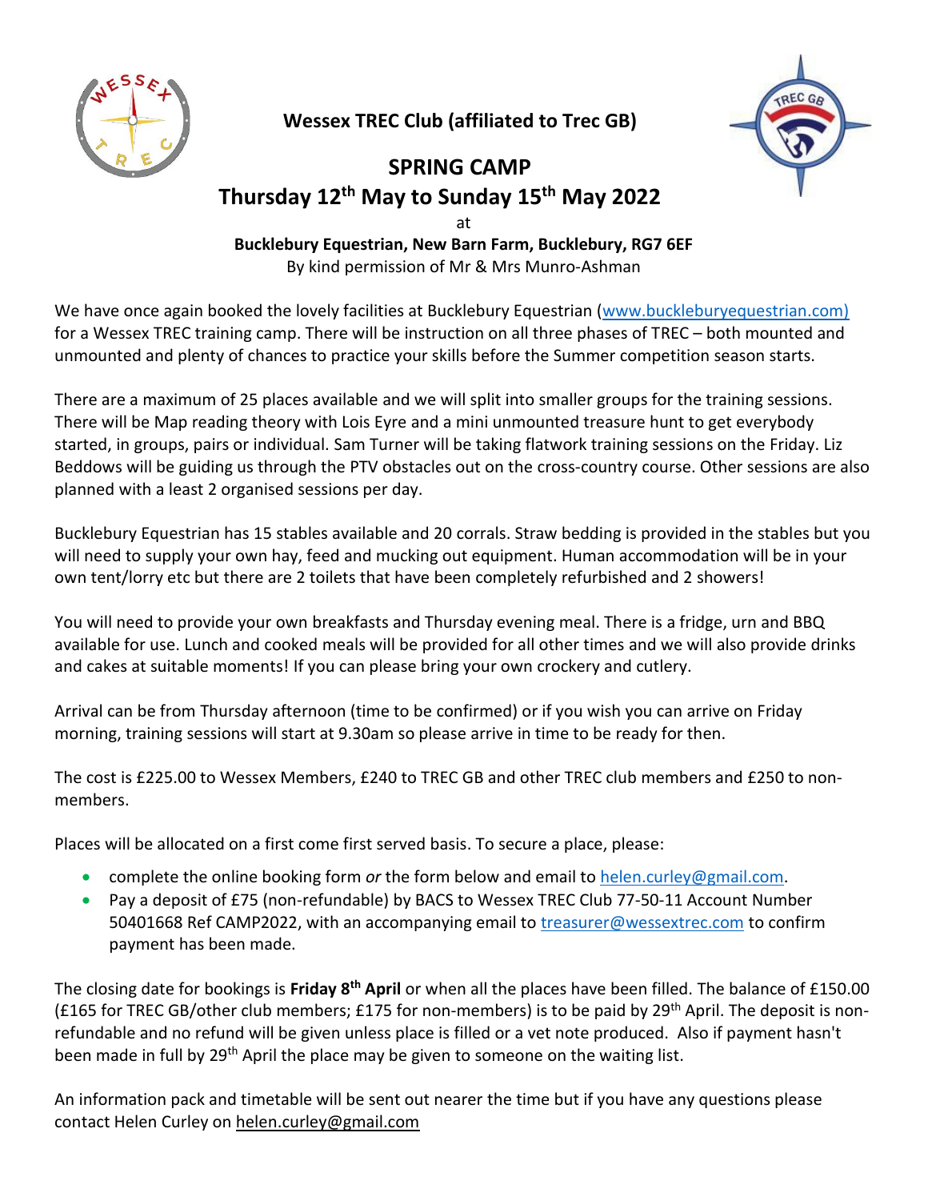**Wessex TREC Club (affiliated to Trec GB)**

# SPRING CAMP

## Thursday 12th May to Sunday 15th May 2022

at

**Bucklebury Equestrian, New Barn Farm, Bucklebury, RG7 6EF**

By kind permission of Mr & Mrs Munro-Ashman

We have once again booked the lovely facilities at Bucklebury Equestrian (www.buckleburyequestrian.com) for a Wessex TREC training camp. There will be instruction on all three phases of TREC – both mounted and unmounted and plenty of chances to practice your skills before the Summer competition season starts.

There are a maximum of 25 places available and we will split into smaller groups for the training sessions. There will be Map reading theory with Lois Eyre and a mini unmounted treasure hunt to get everybody started, in groups, pairs or individual. Sam Turner will be taking flatwork training sessions on the Friday. Liz Beddows will be guiding us through the PTV obstacles out on the cross-country course. Other sessions are also planned with a least 2 organised sessions per day.

Bucklebury Equestrian has 15 stables available and 20 corrals. Straw bedding is provided in the stables but you will need to supply your own hay, feed and mucking out equipment. Human accommodation will be in your own tent/lorry etc but there are 2 toilets that have been completely refurbished and 2 showers!

You will need to provide your own breakfasts and Thursday evening meal. There is a fridge, urn and BBQ available for use. Lunch and cooked meals will be provided for all other times and we will also provide drinks and cakes at suitable moments! If you can please bring your own crockery and cutlery.

Arrival can be from Thursday afternoon (time to be confirmed) or if you wish you can arrive on Friday morning, training sessions will start at 9.30am so please arrive in time to be ready for then.

The cost is £225.00 to Wessex Members, £240 to TREC GB and other TREC club members and £250 to non-members.

Places will be allocated on a first come first served basis. To secure a place, please:

- complete the online booking form *or* the form below and email to helen.curley@gmail.com.
- Pay a deposit of £75 (non-refundable) by BACS to Wessex TREC Club 77-50-11 Account Number 50401668 Ref CAMP2022, with an accompanying email to treasurer@wessextrec.com to confirm payment has been made.

The closing date for bookings is **Friday 8th April** or when all the places have been filled. The balance of £150.00 (£165 for TREC GB/other club members; £175 for non-members) is to be paid by 29th April. The deposit is non-refundable and no refund will be given unless place is filled or a vet note produced. Also if payment hasn't been made in full by 29th April the place may be given to someone on the waiting list.

An information pack and timetable will be sent out nearer the time but if you have any questions please contact Helen Curley on helen.curley@gmail.com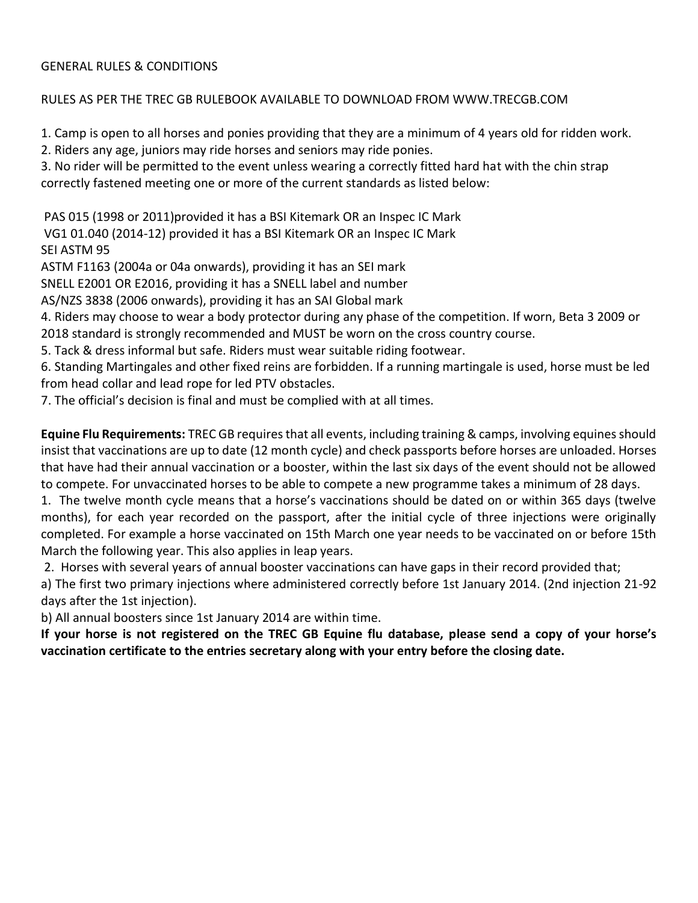GENERAL RULES & CONDITIONS

RULES AS PER THE TREC GB RULEBOOK AVAILABLE TO DOWNLOAD FROM WWW.TRECGB.COM

1. Camp is open to all horses and ponies providing that they are a minimum of 4 years old for ridden work.
2. Riders any age, juniors may ride horses and seniors may ride ponies.
3. No rider will be permitted to the event unless wearing a correctly fitted hard hat with the chin strap correctly fastened meeting one or more of the current standards as listed below:

PAS 015 (1998 or 2011)provided it has a BSI Kitemark OR an Inspec IC Mark
VG1 01.040 (2014-12) provided it has a BSI Kitemark OR an Inspec IC Mark
SEI ASTM 95
ASTM F1163 (2004a or 04a onwards), providing it has an SEI mark
SNELL E2001 OR E2016, providing it has a SNELL label and number
AS/NZS 3838 (2006 onwards), providing it has an SAI Global mark

4. Riders may choose to wear a body protector during any phase of the competition. If worn, Beta 3 2009 or 2018 standard is strongly recommended and MUST be worn on the cross country course.
5. Tack & dress informal but safe. Riders must wear suitable riding footwear.
6. Standing Martingales and other fixed reins are forbidden. If a running martingale is used, horse must be led from head collar and lead rope for led PTV obstacles.
7. The official's decision is final and must be complied with at all times.

**Equine Flu Requirements:** TREC GB requires that all events, including training & camps, involving equines should insist that vaccinations are up to date (12 month cycle) and check passports before horses are unloaded. Horses that have had their annual vaccination or a booster, within the last six days of the event should not be allowed to compete. For unvaccinated horses to be able to compete a new programme takes a minimum of 28 days.

1. The twelve month cycle means that a horse's vaccinations should be dated on or within 365 days (twelve months), for each year recorded on the passport, after the initial cycle of three injections were originally completed. For example a horse vaccinated on 15th March one year needs to be vaccinated on or before 15th March the following year. This also applies in leap years.
2. Horses with several years of annual booster vaccinations can have gaps in their record provided that;

a) The first two primary injections where administered correctly before 1st January 2014. (2nd injection 21-92 days after the 1st injection).
b) All annual boosters since 1st January 2014 are within time.

**If your horse is not registered on the TREC GB Equine flu database, please send a copy of your horse's vaccination certificate to the entries secretary along with your entry before the closing date.**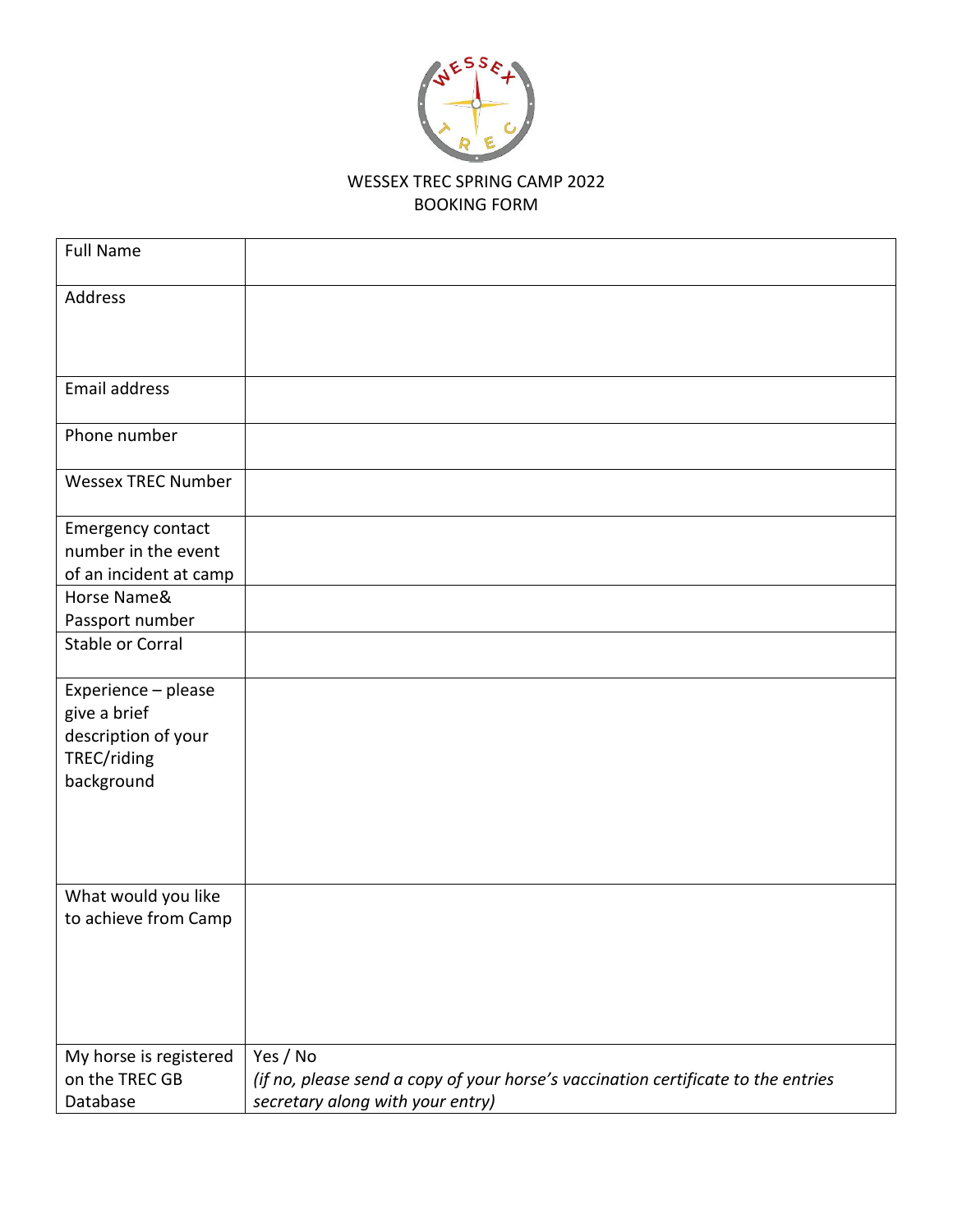WESSEX TREC SPRING CAMP 2022
BOOKING FORM

| Full Name | |
|---|---|
| Address | |
| Email address | |
| Phone number | |
| Wessex TREC Number | |
| Emergency contact number in the event of an incident at camp | |
| Horse Name& Passport number | |
| Stable or Corral | |
| Experience – please give a brief description of your TREC/riding background | |
| What would you like to achieve from Camp | |
| My horse is registered on the TREC GB Database | Yes / No *(if no, please send a copy of your horse's vaccination certificate to the entries secretary along with your entry)* |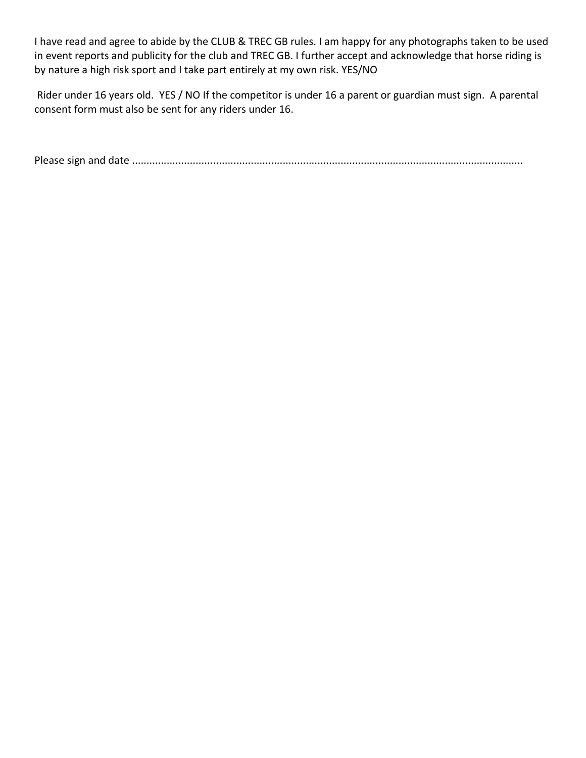I have read and agree to abide by the CLUB & TREC GB rules. I am happy for any photographs taken to be used in event reports and publicity for the club and TREC GB. I further accept and acknowledge that horse riding is by nature a high risk sport and I take part entirely at my own risk. YES/NO

Rider under 16 years old. YES / NO If the competitor is under 16 a parent or guardian must sign. A parental consent form must also be sent for any riders under 16.

Please sign and date .......................................................................................................................................